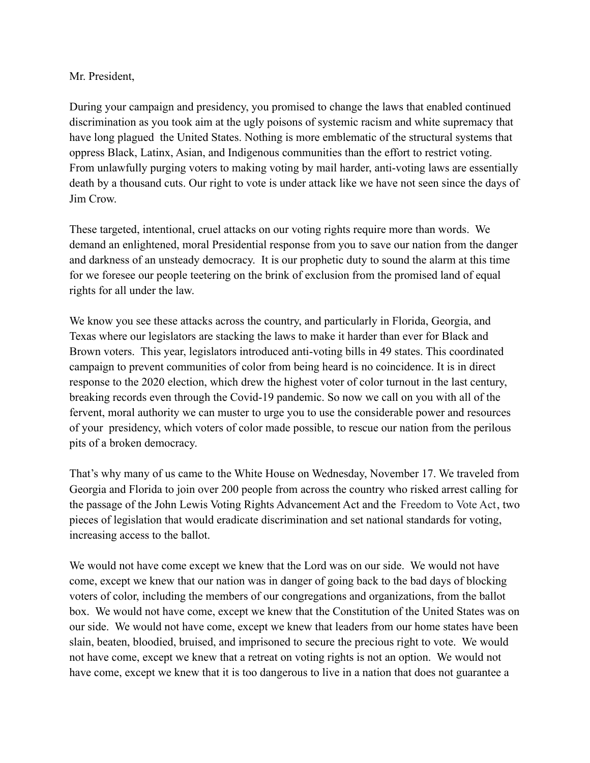Mr. President,

During your campaign and presidency, you promised to change the laws that enabled continued discrimination as you took aim at the ugly poisons of systemic racism and white supremacy that have long plagued the United States. Nothing is more emblematic of the structural systems that oppress Black, Latinx, Asian, and Indigenous communities than the effort to restrict voting. From unlawfully purging voters to making voting by mail harder, anti-voting laws are essentially death by a thousand cuts. Our right to vote is under attack like we have not seen since the days of Jim Crow.

These targeted, intentional, cruel attacks on our voting rights require more than words. We demand an enlightened, moral Presidential response from you to save our nation from the danger and darkness of an unsteady democracy. It is our prophetic duty to sound the alarm at this time for we foresee our people teetering on the brink of exclusion from the promised land of equal rights for all under the law.

We know you see these attacks across the country, and particularly in Florida, Georgia, and Texas where our legislators are stacking the laws to make it harder than ever for Black and Brown voters. This year, legislators introduced anti-voting bills in 49 states. This coordinated campaign to prevent communities of color from being heard is no coincidence. It is in direct response to the 2020 election, which drew the highest voter of color turnout in the last century, breaking records even through the Covid-19 pandemic. So now we call on you with all of the fervent, moral authority we can muster to urge you to use the considerable power and resources of your presidency, which voters of color made possible, to rescue our nation from the perilous pits of a broken democracy.

That's why many of us came to the White House on Wednesday, November 17. We traveled from Georgia and Florida to join over 200 people from across the country who risked arrest calling for the passage of the John Lewis Voting Rights Advancement Act and the Freedom to Vote Act, two pieces of legislation that would eradicate discrimination and set national standards for voting, increasing access to the ballot.

We would not have come except we knew that the Lord was on our side. We would not have come, except we knew that our nation was in danger of going back to the bad days of blocking voters of color, including the members of our congregations and organizations, from the ballot box. We would not have come, except we knew that the Constitution of the United States was on our side. We would not have come, except we knew that leaders from our home states have been slain, beaten, bloodied, bruised, and imprisoned to secure the precious right to vote. We would not have come, except we knew that a retreat on voting rights is not an option. We would not have come, except we knew that it is too dangerous to live in a nation that does not guarantee a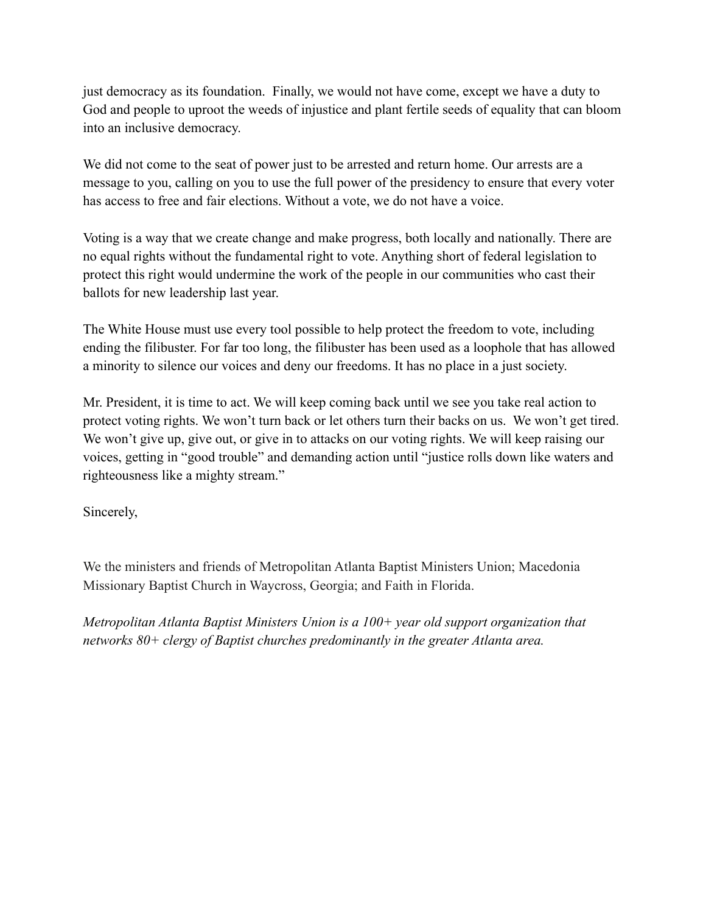just democracy as its foundation.  Finally, we would not have come, except we have a duty to God and people to uproot the weeds of injustice and plant fertile seeds of equality that can bloom into an inclusive democracy.

We did not come to the seat of power just to be arrested and return home. Our arrests are a message to you, calling on you to use the full power of the presidency to ensure that every voter has access to free and fair elections. Without a vote, we do not have a voice.

Voting is a way that we create change and make progress, both locally and nationally. There are no equal rights without the fundamental right to vote. Anything short of federal legislation to protect this right would undermine the work of the people in our communities who cast their ballots for new leadership last year.

The White House must use every tool possible to help protect the freedom to vote, including ending the filibuster. For far too long, the filibuster has been used as a loophole that has allowed a minority to silence our voices and deny our freedoms. It has no place in a just society.

Mr. President, it is time to act. We will keep coming back until we see you take real action to protect voting rights. We won't turn back or let others turn their backs on us.  We won't get tired. We won't give up, give out, or give in to attacks on our voting rights. We will keep raising our voices, getting in "good trouble" and demanding action until "justice rolls down like waters and righteousness like a mighty stream."

Sincerely,

We the ministers and friends of Metropolitan Atlanta Baptist Ministers Union; Macedonia Missionary Baptist Church in Waycross, Georgia; and Faith in Florida.

*Metropolitan Atlanta Baptist Ministers Union is a 100+ year old support organization that networks 80+ clergy of Baptist churches predominantly in the greater Atlanta area.*